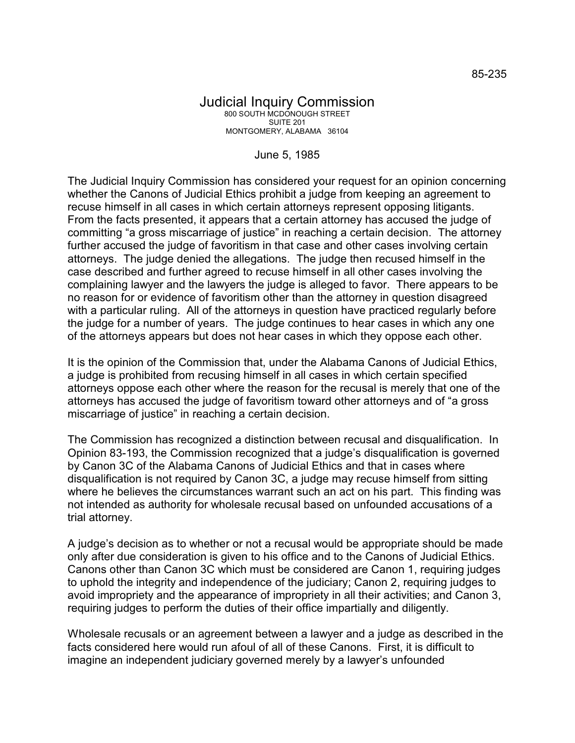85-235

# Judicial Inquiry Commission

800 SOUTH MCDONOUGH STREET
SUITE 201
MONTGOMERY, ALABAMA 36104

June 5, 1985

The Judicial Inquiry Commission has considered your request for an opinion concerning whether the Canons of Judicial Ethics prohibit a judge from keeping an agreement to recuse himself in all cases in which certain attorneys represent opposing litigants. From the facts presented, it appears that a certain attorney has accused the judge of committing "a gross miscarriage of justice" in reaching a certain decision. The attorney further accused the judge of favoritism in that case and other cases involving certain attorneys. The judge denied the allegations. The judge then recused himself in the case described and further agreed to recuse himself in all other cases involving the complaining lawyer and the lawyers the judge is alleged to favor. There appears to be no reason for or evidence of favoritism other than the attorney in question disagreed with a particular ruling. All of the attorneys in question have practiced regularly before the judge for a number of years. The judge continues to hear cases in which any one of the attorneys appears but does not hear cases in which they oppose each other.

It is the opinion of the Commission that, under the Alabama Canons of Judicial Ethics, a judge is prohibited from recusing himself in all cases in which certain specified attorneys oppose each other where the reason for the recusal is merely that one of the attorneys has accused the judge of favoritism toward other attorneys and of "a gross miscarriage of justice" in reaching a certain decision.

The Commission has recognized a distinction between recusal and disqualification. In Opinion 83-193, the Commission recognized that a judge's disqualification is governed by Canon 3C of the Alabama Canons of Judicial Ethics and that in cases where disqualification is not required by Canon 3C, a judge may recuse himself from sitting where he believes the circumstances warrant such an act on his part. This finding was not intended as authority for wholesale recusal based on unfounded accusations of a trial attorney.

A judge's decision as to whether or not a recusal would be appropriate should be made only after due consideration is given to his office and to the Canons of Judicial Ethics. Canons other than Canon 3C which must be considered are Canon 1, requiring judges to uphold the integrity and independence of the judiciary; Canon 2, requiring judges to avoid impropriety and the appearance of impropriety in all their activities; and Canon 3, requiring judges to perform the duties of their office impartially and diligently.

Wholesale recusals or an agreement between a lawyer and a judge as described in the facts considered here would run afoul of all of these Canons. First, it is difficult to imagine an independent judiciary governed merely by a lawyer's unfounded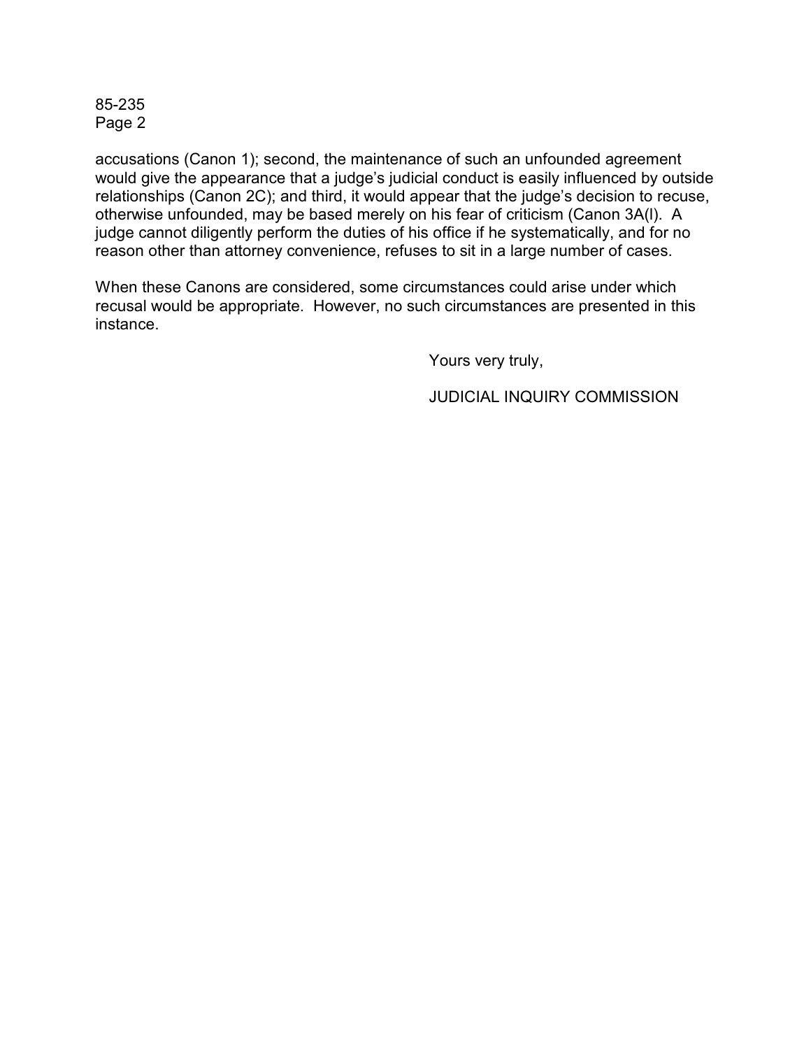accusations (Canon 1); second, the maintenance of such an unfounded agreement would give the appearance that a judge's judicial conduct is easily influenced by outside relationships (Canon 2C); and third, it would appear that the judge's decision to recuse, otherwise unfounded, may be based merely on his fear of criticism (Canon 3A(l). A judge cannot diligently perform the duties of his office if he systematically, and for no reason other than attorney convenience, refuses to sit in a large number of cases.

When these Canons are considered, some circumstances could arise under which recusal would be appropriate. However, no such circumstances are presented in this instance.

Yours very truly,

JUDICIAL INQUIRY COMMISSION